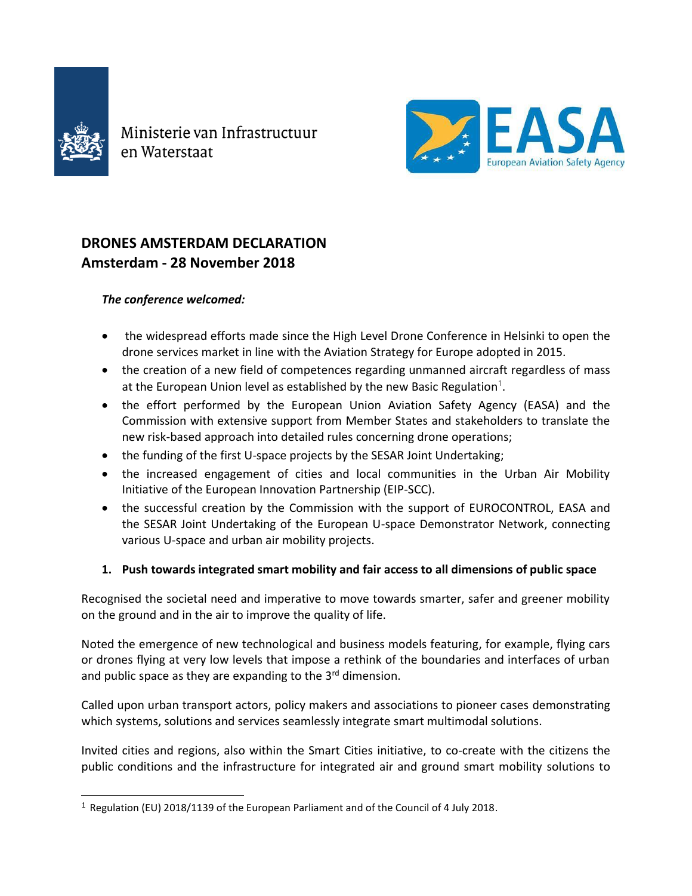Ministerie van Infrastructuur en Waterstaat

EASA European Aviation Safety Agency

# DRONES AMSTERDAM DECLARATION
## Amsterdam - 28 November 2018

***The conference welcomed:***

- the widespread efforts made since the High Level Drone Conference in Helsinki to open the drone services market in line with the Aviation Strategy for Europe adopted in 2015.
- the creation of a new field of competences regarding unmanned aircraft regardless of mass at the European Union level as established by the new Basic Regulation[1].
- the effort performed by the European Union Aviation Safety Agency (EASA) and the Commission with extensive support from Member States and stakeholders to translate the new risk-based approach into detailed rules concerning drone operations;
- the funding of the first U-space projects by the SESAR Joint Undertaking;
- the increased engagement of cities and local communities in the Urban Air Mobility Initiative of the European Innovation Partnership (EIP-SCC).
- the successful creation by the Commission with the support of EUROCONTROL, EASA and the SESAR Joint Undertaking of the European U-space Demonstrator Network, connecting various U-space and urban air mobility projects.

### 1. Push towards integrated smart mobility and fair access to all dimensions of public space

Recognised the societal need and imperative to move towards smarter, safer and greener mobility on the ground and in the air to improve the quality of life.

Noted the emergence of new technological and business models featuring, for example, flying cars or drones flying at very low levels that impose a rethink of the boundaries and interfaces of urban and public space as they are expanding to the 3rd dimension.

Called upon urban transport actors, policy makers and associations to pioneer cases demonstrating which systems, solutions and services seamlessly integrate smart multimodal solutions.

Invited cities and regions, also within the Smart Cities initiative, to co-create with the citizens the public conditions and the infrastructure for integrated air and ground smart mobility solutions to

[1] Regulation (EU) 2018/1139 of the European Parliament and of the Council of 4 July 2018.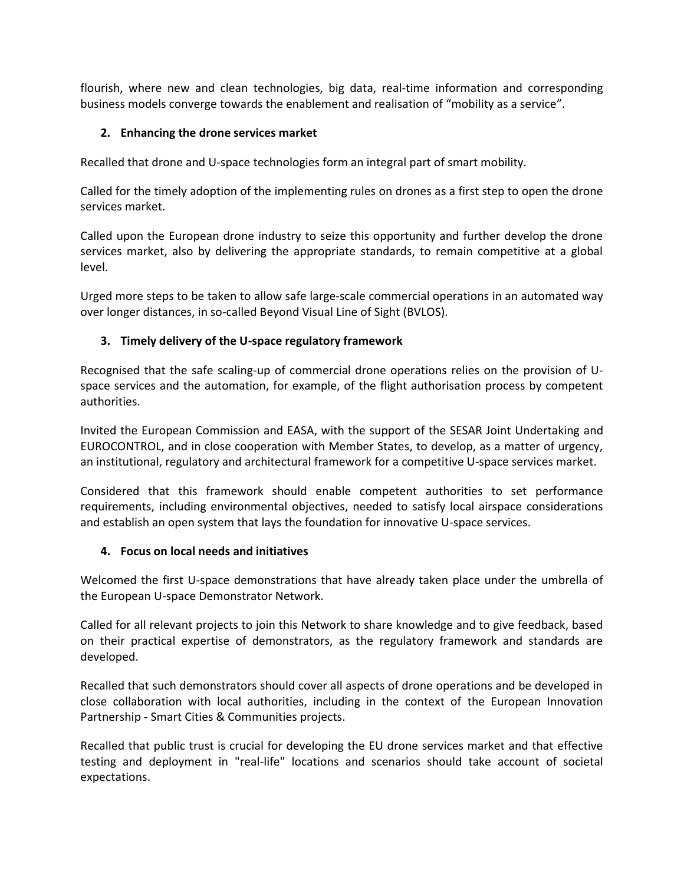flourish, where new and clean technologies, big data, real-time information and corresponding business models converge towards the enablement and realisation of "mobility as a service".

2. **Enhancing the drone services market**

Recalled that drone and U-space technologies form an integral part of smart mobility.

Called for the timely adoption of the implementing rules on drones as a first step to open the drone services market.

Called upon the European drone industry to seize this opportunity and further develop the drone services market, also by delivering the appropriate standards, to remain competitive at a global level.

Urged more steps to be taken to allow safe large-scale commercial operations in an automated way over longer distances, in so-called Beyond Visual Line of Sight (BVLOS).

3. **Timely delivery of the U-space regulatory framework**

Recognised that the safe scaling-up of commercial drone operations relies on the provision of U-space services and the automation, for example, of the flight authorisation process by competent authorities.

Invited the European Commission and EASA, with the support of the SESAR Joint Undertaking and EUROCONTROL, and in close cooperation with Member States, to develop, as a matter of urgency, an institutional, regulatory and architectural framework for a competitive U-space services market.

Considered that this framework should enable competent authorities to set performance requirements, including environmental objectives, needed to satisfy local airspace considerations and establish an open system that lays the foundation for innovative U-space services.

4. **Focus on local needs and initiatives**

Welcomed the first U-space demonstrations that have already taken place under the umbrella of the European U-space Demonstrator Network.

Called for all relevant projects to join this Network to share knowledge and to give feedback, based on their practical expertise of demonstrators, as the regulatory framework and standards are developed.

Recalled that such demonstrators should cover all aspects of drone operations and be developed in close collaboration with local authorities, including in the context of the European Innovation Partnership - Smart Cities & Communities projects.

Recalled that public trust is crucial for developing the EU drone services market and that effective testing and deployment in "real-life" locations and scenarios should take account of societal expectations.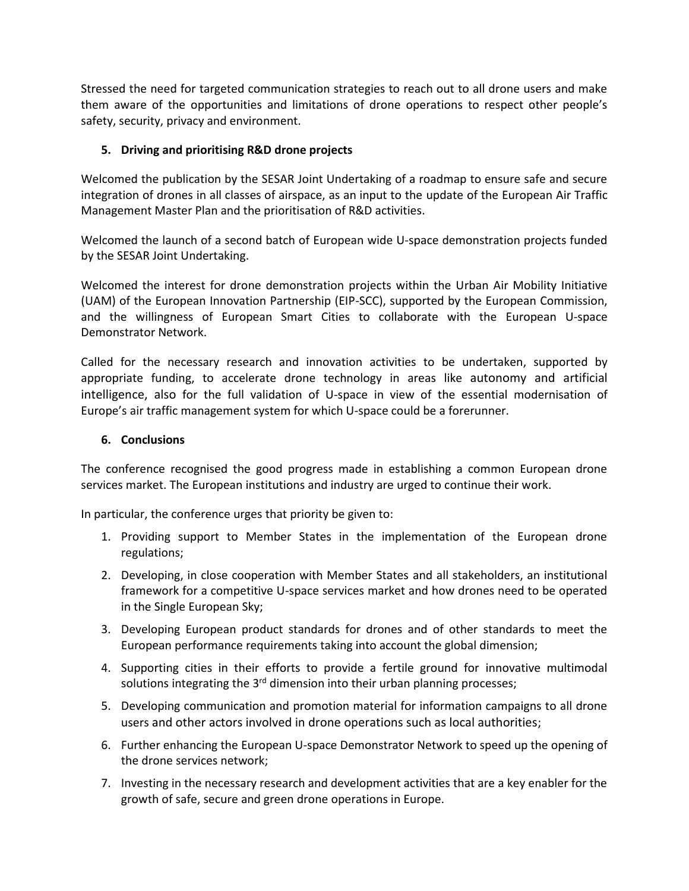Stressed the need for targeted communication strategies to reach out to all drone users and make them aware of the opportunities and limitations of drone operations to respect other people's safety, security, privacy and environment.

## 5. Driving and prioritising R&D drone projects

Welcomed the publication by the SESAR Joint Undertaking of a roadmap to ensure safe and secure integration of drones in all classes of airspace, as an input to the update of the European Air Traffic Management Master Plan and the prioritisation of R&D activities.

Welcomed the launch of a second batch of European wide U-space demonstration projects funded by the SESAR Joint Undertaking.

Welcomed the interest for drone demonstration projects within the Urban Air Mobility Initiative (UAM) of the European Innovation Partnership (EIP-SCC), supported by the European Commission, and the willingness of European Smart Cities to collaborate with the European U-space Demonstrator Network.

Called for the necessary research and innovation activities to be undertaken, supported by appropriate funding, to accelerate drone technology in areas like autonomy and artificial intelligence, also for the full validation of U-space in view of the essential modernisation of Europe's air traffic management system for which U-space could be a forerunner.

## 6. Conclusions

The conference recognised the good progress made in establishing a common European drone services market. The European institutions and industry are urged to continue their work.

In particular, the conference urges that priority be given to:

1. Providing support to Member States in the implementation of the European drone regulations;
2. Developing, in close cooperation with Member States and all stakeholders, an institutional framework for a competitive U-space services market and how drones need to be operated in the Single European Sky;
3. Developing European product standards for drones and of other standards to meet the European performance requirements taking into account the global dimension;
4. Supporting cities in their efforts to provide a fertile ground for innovative multimodal solutions integrating the 3rd dimension into their urban planning processes;
5. Developing communication and promotion material for information campaigns to all drone users and other actors involved in drone operations such as local authorities;
6. Further enhancing the European U-space Demonstrator Network to speed up the opening of the drone services network;
7. Investing in the necessary research and development activities that are a key enabler for the growth of safe, secure and green drone operations in Europe.